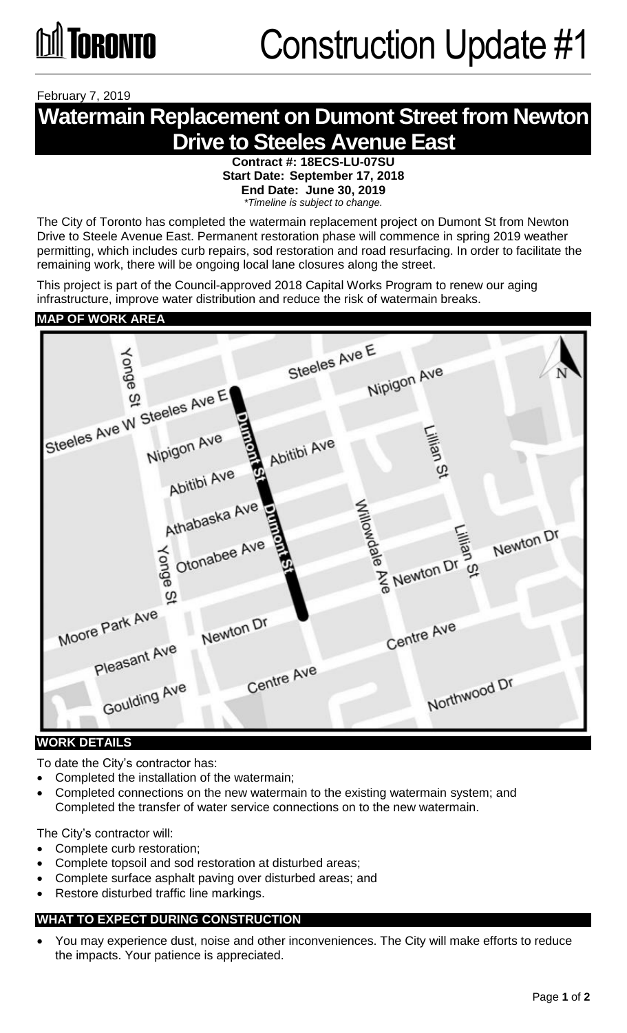# Construction Update #1

February 7, 2019

## Watermain Replacement on Dumont Street from Newton Drive to Steeles Avenue East

**Contract #: 18ECS-LU-07SU**
**Start Date: September 17, 2018**
**End Date: June 30, 2019**
*\*Timeline is subject to change.*

The City of Toronto has completed the watermain replacement project on Dumont St from Newton Drive to Steele Avenue East. Permanent restoration phase will commence in spring 2019 weather permitting, which includes curb repairs, sod restoration and road resurfacing. In order to facilitate the remaining work, there will be ongoing local lane closures along the street.

This project is part of the Council-approved 2018 Capital Works Program to renew our aging infrastructure, improve water distribution and reduce the risk of watermain breaks.

### MAP OF WORK AREA

### WORK DETAILS

To date the City's contractor has:

- Completed the installation of the watermain;
- Completed connections on the new watermain to the existing watermain system; and Completed the transfer of water service connections on to the new watermain.

The City's contractor will:

- Complete curb restoration;
- Complete topsoil and sod restoration at disturbed areas;
- Complete surface asphalt paving over disturbed areas; and
- Restore disturbed traffic line markings.

### WHAT TO EXPECT DURING CONSTRUCTION

- You may experience dust, noise and other inconveniences. The City will make efforts to reduce the impacts. Your patience is appreciated.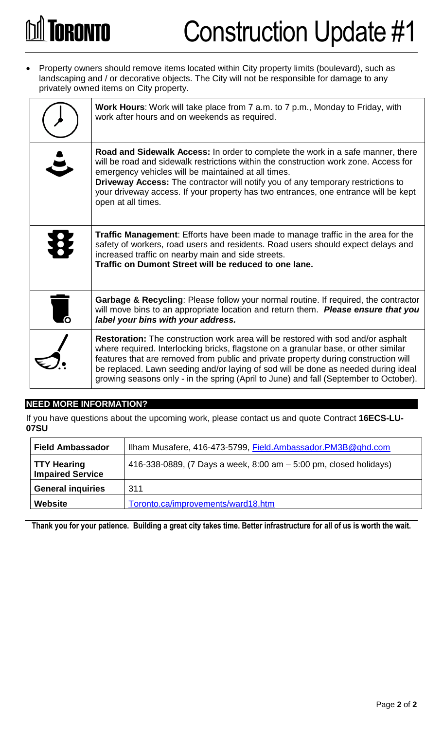- Property owners should remove items located within City property limits (boulevard), such as landscaping and / or decorative objects. The City will not be responsible for damage to any privately owned items on City property.

| | |
|---|---|
| | **Work Hours**: Work will take place from 7 a.m. to 7 p.m., Monday to Friday, with work after hours and on weekends as required. |
| | **Road and Sidewalk Access:** In order to complete the work in a safe manner, there will be road and sidewalk restrictions within the construction work zone. Access for emergency vehicles will be maintained at all times. **Driveway Access:** The contractor will notify you of any temporary restrictions to your driveway access. If your property has two entrances, one entrance will be kept open at all times. |
| | **Traffic Management**: Efforts have been made to manage traffic in the area for the safety of workers, road users and residents. Road users should expect delays and increased traffic on nearby main and side streets. **Traffic on Dumont Street will be reduced to one lane.** |
| | **Garbage & Recycling**: Please follow your normal routine. If required, the contractor will move bins to an appropriate location and return them. ***Please ensure that you label your bins with your address.*** |
| | **Restoration:** The construction work area will be restored with sod and/or asphalt where required. Interlocking bricks, flagstone on a granular base, or other similar features that are removed from public and private property during construction will be replaced. Lawn seeding and/or laying of sod will be done as needed during ideal growing seasons only - in the spring (April to June) and fall (September to October). |

## NEED MORE INFORMATION?

If you have questions about the upcoming work, please contact us and quote Contract **16ECS-LU-07SU**

| | |
|---|---|
| **Field Ambassador** | Ilham Musafere, 416-473-5799, Field.Ambassador.PM3B@ghd.com |
| **TTY Hearing Impaired Service** | 416-338-0889, (7 Days a week, 8:00 am – 5:00 pm, closed holidays) |
| **General inquiries** | 311 |
| **Website** | Toronto.ca/improvements/ward18.htm |

**Thank you for your patience. Building a great city takes time. Better infrastructure for all of us is worth the wait.**